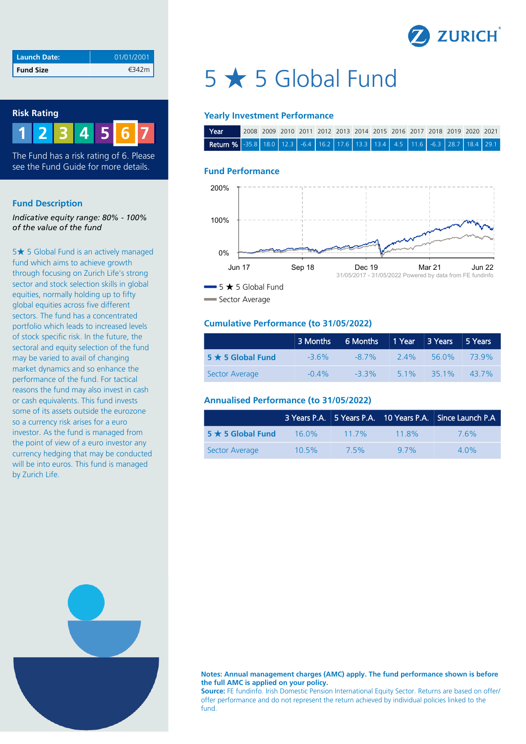| Launch Date: | 01/01/2001 |
| --- | --- |
| Fund Size | €342m |

## Risk Rating

1 2 3 4 5 6 7

The Fund has a risk rating of 6. Please see the Fund Guide for more details.

## Fund Description

*Indicative equity range: 80% - 100% of the value of the fund*

5★ 5 Global Fund is an actively managed fund which aims to achieve growth through focusing on Zurich Life's strong sector and stock selection skills in global equities, normally holding up to fifty global equities across five different sectors. The fund has a concentrated portfolio which leads to increased levels of stock specific risk. In the future, the sectoral and equity selection of the fund may be varied to avail of changing market dynamics and so enhance the performance of the fund. For tactical reasons the fund may also invest in cash or cash equivalents. This fund invests some of its assets outside the eurozone so a currency risk arises for a euro investor. As the fund is managed from the point of view of a euro investor any currency hedging that may be conducted will be into euros. This fund is managed by Zurich Life.

# 5 ★ 5 Global Fund

## Yearly Investment Performance

| Year | 2008 | 2009 | 2010 | 2011 | 2012 | 2013 | 2014 | 2015 | 2016 | 2017 | 2018 | 2019 | 2020 | 2021 |
| --- | --- | --- | --- | --- | --- | --- | --- | --- | --- | --- | --- | --- | --- | --- |
| Return % | -35.8 | 18.0 | 12.3 | -6.4 | 16.2 | 17.6 | 13.3 | 13.4 | 4.5 | 11.6 | -6.3 | 28.7 | 18.4 | 29.1 |

## Fund Performance

31/05/2017 - 31/05/2022 Powered by data from FE fundinfo

- 5 ★ 5 Global Fund
- Sector Average

## Cumulative Performance (to 31/05/2022)

| | 3 Months | 6 Months | 1 Year | 3 Years | 5 Years |
| --- | --- | --- | --- | --- | --- |
| **5 ★ 5 Global Fund** | -3.6% | -8.7% | 2.4% | 56.0% | 73.9% |
| Sector Average | -0.4% | -3.3% | 5.1% | 35.1% | 43.7% |

## Annualised Performance (to 31/05/2022)

| | 3 Years P.A. | 5 Years P.A. | 10 Years P.A. | Since Launch P.A |
| --- | --- | --- | --- | --- |
| **5 ★ 5 Global Fund** | 16.0% | 11.7% | 11.8% | 7.6% |
| Sector Average | 10.5% | 7.5% | 9.7% | 4.0% |

**Notes: Annual management charges (AMC) apply. The fund performance shown is before the full AMC is applied on your policy.**

**Source:** FE fundinfo. Irish Domestic Pension International Equity Sector. Returns are based on offer/offer performance and do not represent the return achieved by individual policies linked to the fund.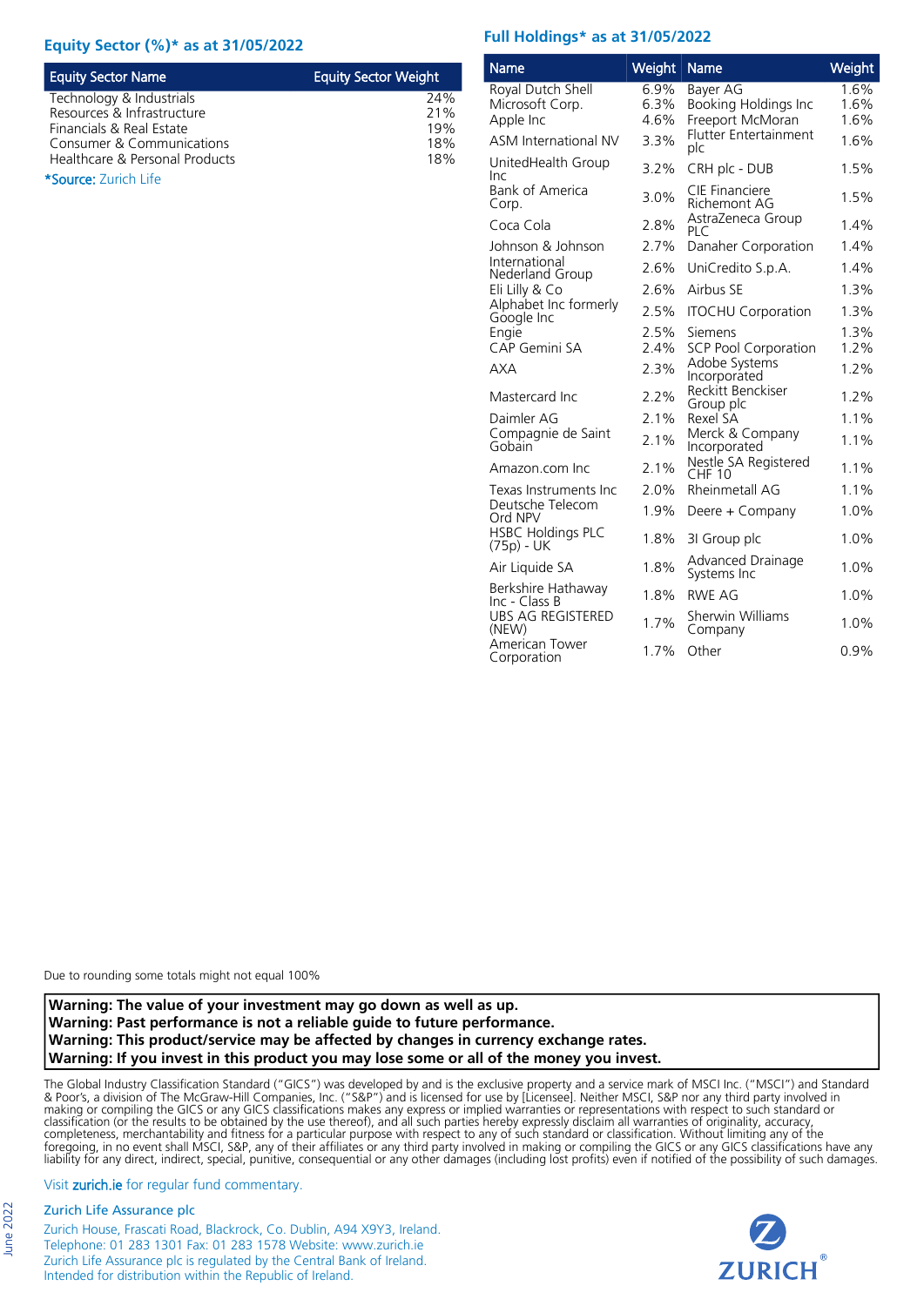## Equity Sector (%)* as at 31/05/2022

| Equity Sector Name | Equity Sector Weight |
|---|---|
| Technology & Industrials | 24% |
| Resources & Infrastructure | 21% |
| Financials & Real Estate | 19% |
| Consumer & Communications | 18% |
| Healthcare & Personal Products | 18% |

*Source: Zurich Life

## Full Holdings* as at 31/05/2022

| Name | Weight | Name | Weight |
|---|---|---|---|
| Royal Dutch Shell | 6.9% | Bayer AG | 1.6% |
| Microsoft Corp. | 6.3% | Booking Holdings Inc | 1.6% |
| Apple Inc | 4.6% | Freeport McMoran | 1.6% |
| ASM International NV | 3.3% | Flutter Entertainment plc | 1.6% |
| UnitedHealth Group Inc | 3.2% | CRH plc - DUB | 1.5% |
| Bank of America Corp. | 3.0% | CIE Financiere Richemont AG | 1.5% |
| Coca Cola | 2.8% | AstraZeneca Group PLC | 1.4% |
| Johnson & Johnson | 2.7% | Danaher Corporation | 1.4% |
| International Nederland Group | 2.6% | UniCredito S.p.A. | 1.4% |
| Eli Lilly & Co | 2.6% | Airbus SE | 1.3% |
| Alphabet Inc formerly Google Inc | 2.5% | ITOCHU Corporation | 1.3% |
| Engie | 2.5% | Siemens | 1.3% |
| CAP Gemini SA | 2.4% | SCP Pool Corporation | 1.2% |
| AXA | 2.3% | Adobe Systems Incorporated | 1.2% |
| Mastercard Inc | 2.2% | Reckitt Benckiser Group plc | 1.2% |
| Daimler AG | 2.1% | Rexel SA | 1.1% |
| Compagnie de Saint Gobain | 2.1% | Merck & Company Incorporated | 1.1% |
| Amazon.com Inc | 2.1% | Nestle SA Registered CHF 10 | 1.1% |
| Texas Instruments Inc | 2.0% | Rheinmetall AG | 1.1% |
| Deutsche Telecom Ord NPV | 1.9% | Deere + Company | 1.0% |
| HSBC Holdings PLC (75p) - UK | 1.8% | 3I Group plc | 1.0% |
| Air Liquide SA | 1.8% | Advanced Drainage Systems Inc | 1.0% |
| Berkshire Hathaway Inc - Class B | 1.8% | RWE AG | 1.0% |
| UBS AG REGISTERED (NEW) | 1.7% | Sherwin Williams Company | 1.0% |
| American Tower Corporation | 1.7% | Other | 0.9% |

Due to rounding some totals might not equal 100%

**Warning: The value of your investment may go down as well as up.**
**Warning: Past performance is not a reliable guide to future performance.**
**Warning: This product/service may be affected by changes in currency exchange rates.**
**Warning: If you invest in this product you may lose some or all of the money you invest.**

The Global Industry Classification Standard ("GICS") was developed by and is the exclusive property and a service mark of MSCI Inc. ("MSCI") and Standard & Poor's, a division of The McGraw-Hill Companies, Inc. ("S&P") and is licensed for use by [Licensee]. Neither MSCI, S&P nor any third party involved in making or compiling the GICS or any GICS classifications makes any express or implied warranties or representations with respect to such standard or classification (or the results to be obtained by the use thereof), and all such parties hereby expressly disclaim all warranties of originality, accuracy, completeness, merchantability and fitness for a particular purpose with respect to any of such standard or classification. Without limiting any of the foregoing, in no event shall MSCI, S&P, any of their affiliates or any third party involved in making or compiling the GICS or any GICS classifications have any liability for any direct, indirect, special, punitive, consequential or any other damages (including lost profits) even if notified of the possibility of such damages.

Visit zurich.ie for regular fund commentary.

Zurich Life Assurance plc

Zurich House, Frascati Road, Blackrock, Co. Dublin, A94 X9Y3, Ireland.
Telephone: 01 283 1301 Fax: 01 283 1578 Website: www.zurich.ie
Zurich Life Assurance plc is regulated by the Central Bank of Ireland.
Intended for distribution within the Republic of Ireland.

June 2022